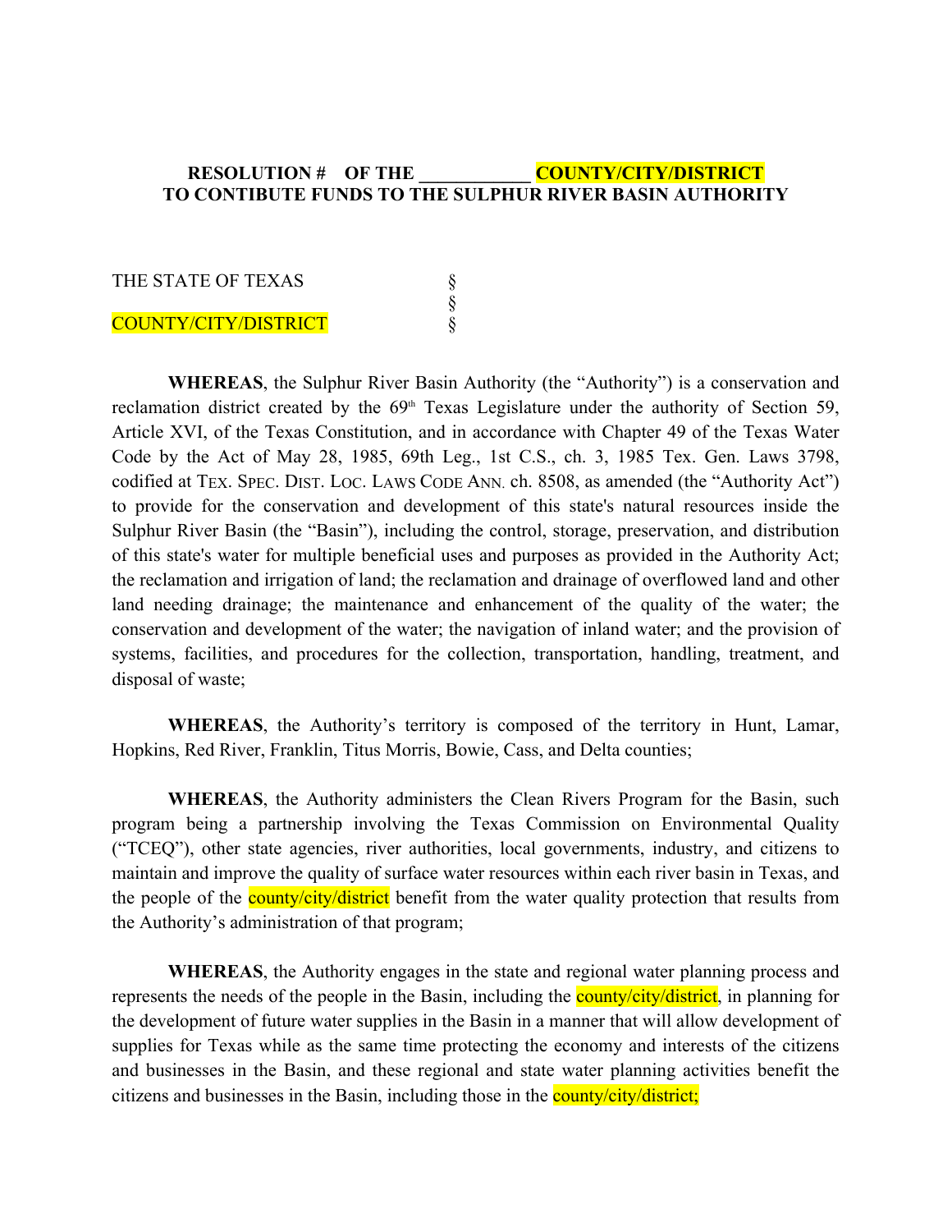**RESOLUTION # OF THE ___________ COUNTY/CITY/DISTRICT TO CONTIBUTE FUNDS TO THE SULPHUR RIVER BASIN AUTHORITY**

THE STATE OF TEXAS §
§
COUNTY/CITY/DISTRICT §

**WHEREAS**, the Sulphur River Basin Authority (the "Authority") is a conservation and reclamation district created by the 69th Texas Legislature under the authority of Section 59, Article XVI, of the Texas Constitution, and in accordance with Chapter 49 of the Texas Water Code by the Act of May 28, 1985, 69th Leg., 1st C.S., ch. 3, 1985 Tex. Gen. Laws 3798, codified at TEX. SPEC. DIST. LOC. LAWS CODE ANN. ch. 8508, as amended (the "Authority Act") to provide for the conservation and development of this state's natural resources inside the Sulphur River Basin (the "Basin"), including the control, storage, preservation, and distribution of this state's water for multiple beneficial uses and purposes as provided in the Authority Act; the reclamation and irrigation of land; the reclamation and drainage of overflowed land and other land needing drainage; the maintenance and enhancement of the quality of the water; the conservation and development of the water; the navigation of inland water; and the provision of systems, facilities, and procedures for the collection, transportation, handling, treatment, and disposal of waste;

**WHEREAS**, the Authority's territory is composed of the territory in Hunt, Lamar, Hopkins, Red River, Franklin, Titus Morris, Bowie, Cass, and Delta counties;

**WHEREAS**, the Authority administers the Clean Rivers Program for the Basin, such program being a partnership involving the Texas Commission on Environmental Quality ("TCEQ"), other state agencies, river authorities, local governments, industry, and citizens to maintain and improve the quality of surface water resources within each river basin in Texas, and the people of the county/city/district benefit from the water quality protection that results from the Authority's administration of that program;

**WHEREAS**, the Authority engages in the state and regional water planning process and represents the needs of the people in the Basin, including the county/city/district, in planning for the development of future water supplies in the Basin in a manner that will allow development of supplies for Texas while as the same time protecting the economy and interests of the citizens and businesses in the Basin, and these regional and state water planning activities benefit the citizens and businesses in the Basin, including those in the county/city/district;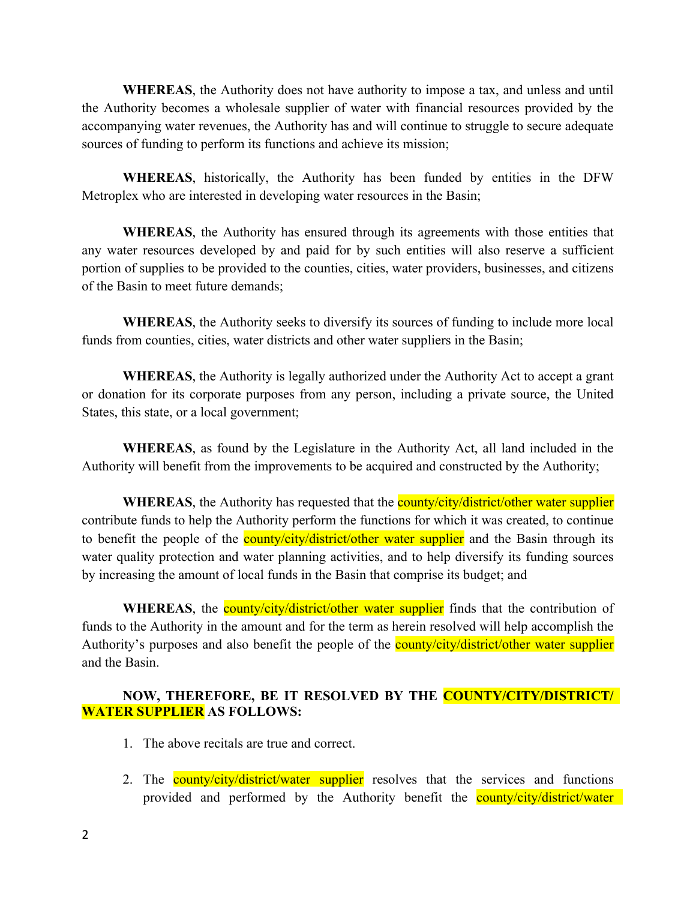**WHEREAS**, the Authority does not have authority to impose a tax, and unless and until the Authority becomes a wholesale supplier of water with financial resources provided by the accompanying water revenues, the Authority has and will continue to struggle to secure adequate sources of funding to perform its functions and achieve its mission;

**WHEREAS**, historically, the Authority has been funded by entities in the DFW Metroplex who are interested in developing water resources in the Basin;

**WHEREAS**, the Authority has ensured through its agreements with those entities that any water resources developed by and paid for by such entities will also reserve a sufficient portion of supplies to be provided to the counties, cities, water providers, businesses, and citizens of the Basin to meet future demands;

**WHEREAS**, the Authority seeks to diversify its sources of funding to include more local funds from counties, cities, water districts and other water suppliers in the Basin;

**WHEREAS**, the Authority is legally authorized under the Authority Act to accept a grant or donation for its corporate purposes from any person, including a private source, the United States, this state, or a local government;

**WHEREAS**, as found by the Legislature in the Authority Act, all land included in the Authority will benefit from the improvements to be acquired and constructed by the Authority;

**WHEREAS**, the Authority has requested that the county/city/district/other water supplier contribute funds to help the Authority perform the functions for which it was created, to continue to benefit the people of the county/city/district/other water supplier and the Basin through its water quality protection and water planning activities, and to help diversify its funding sources by increasing the amount of local funds in the Basin that comprise its budget; and

**WHEREAS**, the county/city/district/other water supplier finds that the contribution of funds to the Authority in the amount and for the term as herein resolved will help accomplish the Authority's purposes and also benefit the people of the county/city/district/other water supplier and the Basin.

**NOW, THEREFORE, BE IT RESOLVED BY THE COUNTY/CITY/DISTRICT/ WATER SUPPLIER AS FOLLOWS:**

1. The above recitals are true and correct.

2. The county/city/district/water supplier resolves that the services and functions provided and performed by the Authority benefit the county/city/district/water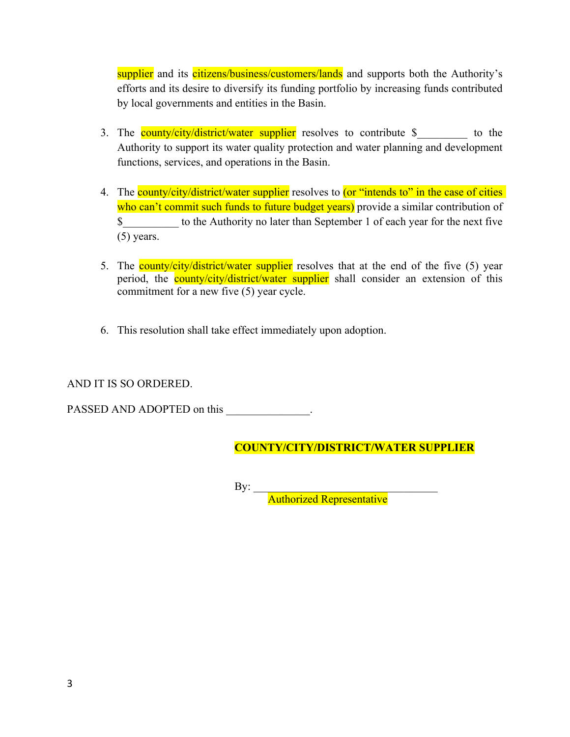supplier and its citizens/business/customers/lands and supports both the Authority's efforts and its desire to diversify its funding portfolio by increasing funds contributed by local governments and entities in the Basin.

3. The county/city/district/water supplier resolves to contribute $_________ to the Authority to support its water quality protection and water planning and development functions, services, and operations in the Basin.

4. The county/city/district/water supplier resolves to (or "intends to" in the case of cities who can't commit such funds to future budget years) provide a similar contribution of $__________ to the Authority no later than September 1 of each year for the next five (5) years.

5. The county/city/district/water supplier resolves that at the end of the five (5) year period, the county/city/district/water supplier shall consider an extension of this commitment for a new five (5) year cycle.

6. This resolution shall take effect immediately upon adoption.

AND IT IS SO ORDERED.

PASSED AND ADOPTED on this _______________.

**COUNTY/CITY/DISTRICT/WATER SUPPLIER**

By: ___________________________________
Authorized Representative